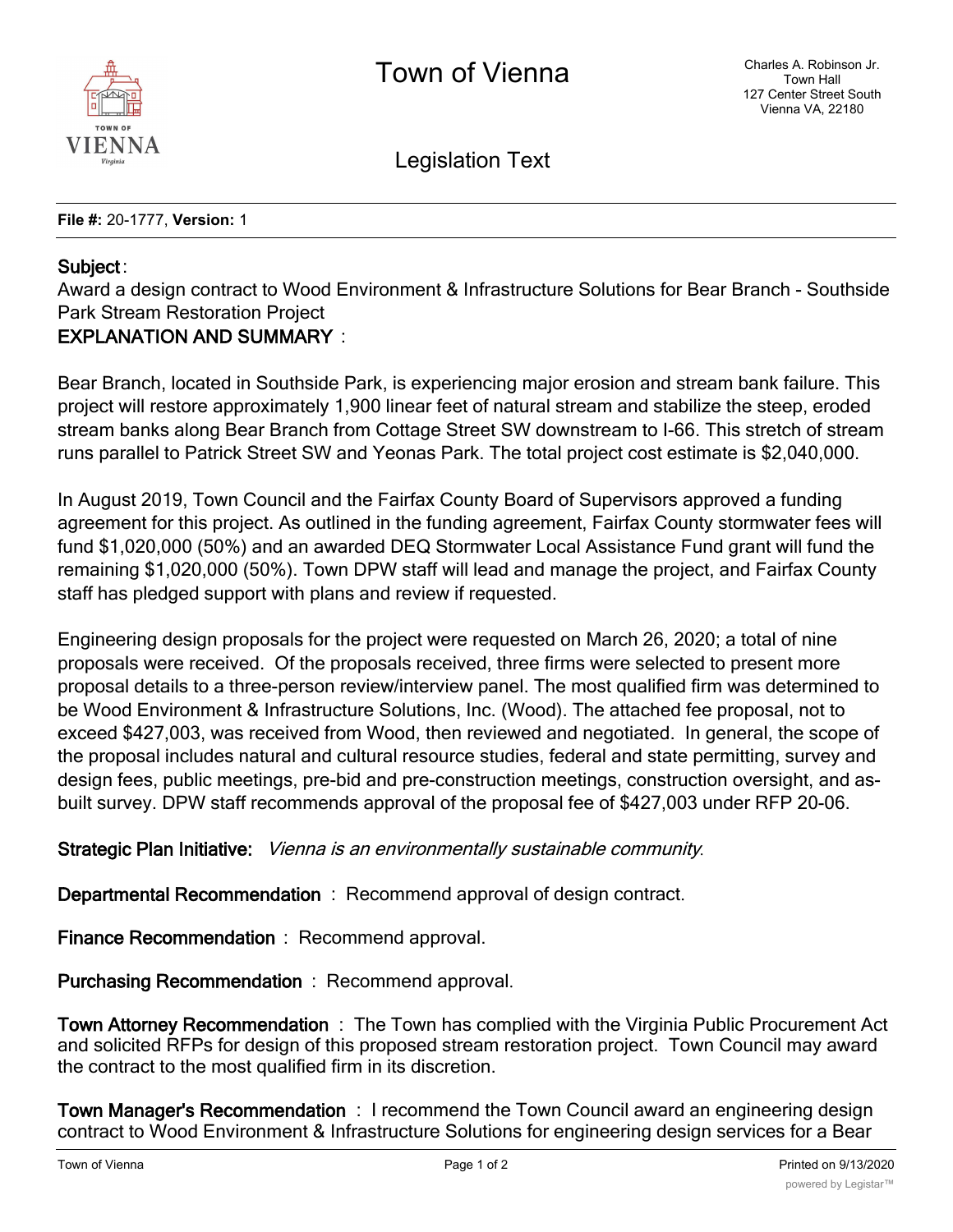# Town of Vienna

Charles A. Robinson Jr.
Town Hall
127 Center Street South
Vienna VA, 22180

## Legislation Text

**File #:** 20-1777, **Version:** 1

**Subject**:

Award a design contract to Wood Environment & Infrastructure Solutions for Bear Branch - Southside Park Stream Restoration Project

**EXPLANATION AND SUMMARY**:

Bear Branch, located in Southside Park, is experiencing major erosion and stream bank failure. This project will restore approximately 1,900 linear feet of natural stream and stabilize the steep, eroded stream banks along Bear Branch from Cottage Street SW downstream to I-66. This stretch of stream runs parallel to Patrick Street SW and Yeonas Park. The total project cost estimate is $2,040,000.

In August 2019, Town Council and the Fairfax County Board of Supervisors approved a funding agreement for this project. As outlined in the funding agreement, Fairfax County stormwater fees will fund $1,020,000 (50%) and an awarded DEQ Stormwater Local Assistance Fund grant will fund the remaining $1,020,000 (50%). Town DPW staff will lead and manage the project, and Fairfax County staff has pledged support with plans and review if requested.

Engineering design proposals for the project were requested on March 26, 2020; a total of nine proposals were received. Of the proposals received, three firms were selected to present more proposal details to a three-person review/interview panel. The most qualified firm was determined to be Wood Environment & Infrastructure Solutions, Inc. (Wood). The attached fee proposal, not to exceed $427,003, was received from Wood, then reviewed and negotiated. In general, the scope of the proposal includes natural and cultural resource studies, federal and state permitting, survey and design fees, public meetings, pre-bid and pre-construction meetings, construction oversight, and as-built survey. DPW staff recommends approval of the proposal fee of $427,003 under RFP 20-06.

**Strategic Plan Initiative:** *Vienna is an environmentally sustainable community*.

**Departmental Recommendation**: Recommend approval of design contract.

**Finance Recommendation**: Recommend approval.

**Purchasing Recommendation**: Recommend approval.

**Town Attorney Recommendation**: The Town has complied with the Virginia Public Procurement Act and solicited RFPs for design of this proposed stream restoration project. Town Council may award the contract to the most qualified firm in its discretion.

**Town Manager's Recommendation**: I recommend the Town Council award an engineering design contract to Wood Environment & Infrastructure Solutions for engineering design services for a Bear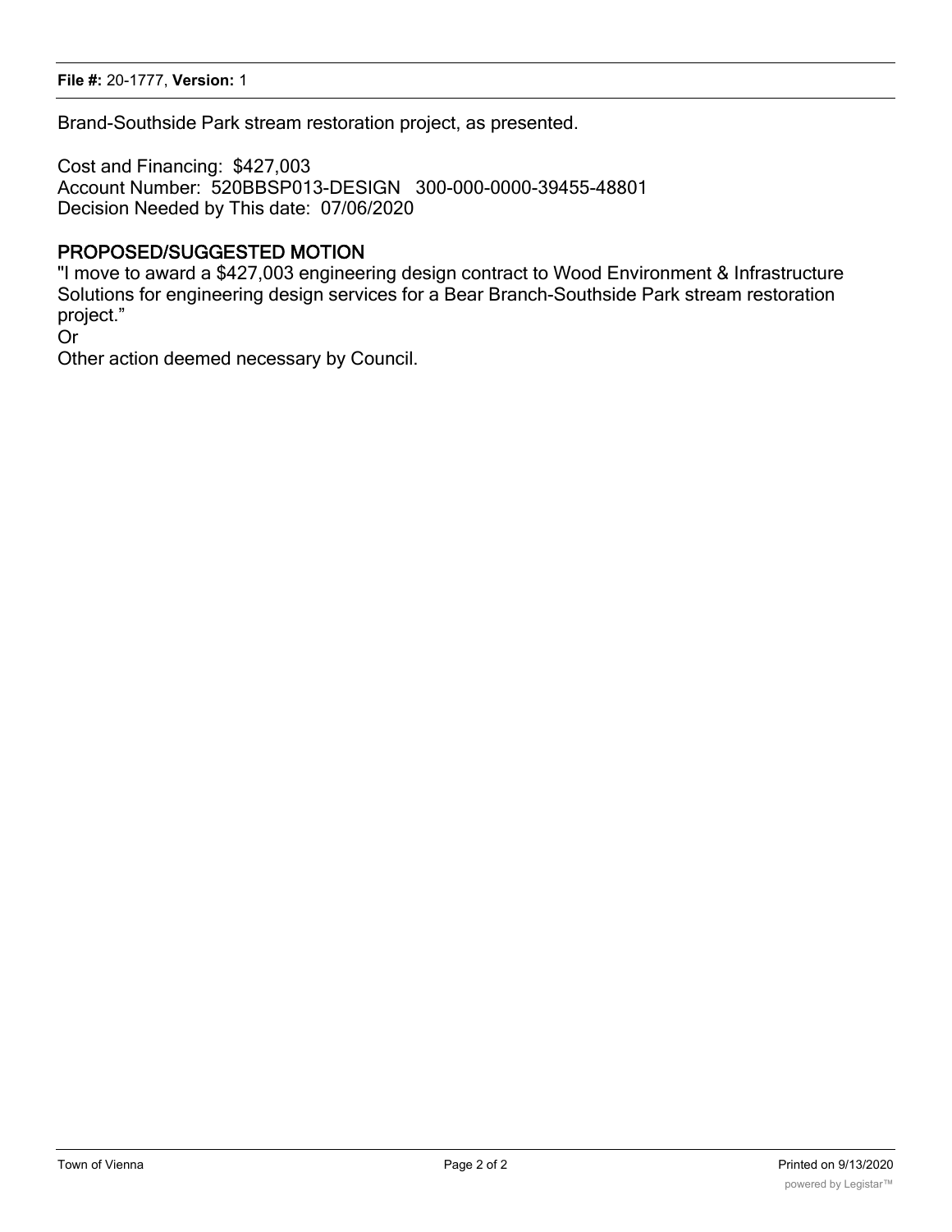Brand-Southside Park stream restoration project, as presented.

Cost and Financing: $427,003
Account Number: 520BBSP013-DESIGN 300-000-0000-39455-48801
Decision Needed by This date: 07/06/2020

## PROPOSED/SUGGESTED MOTION

"I move to award a $427,003 engineering design contract to Wood Environment & Infrastructure Solutions for engineering design services for a Bear Branch-Southside Park stream restoration project."

Or

Other action deemed necessary by Council.